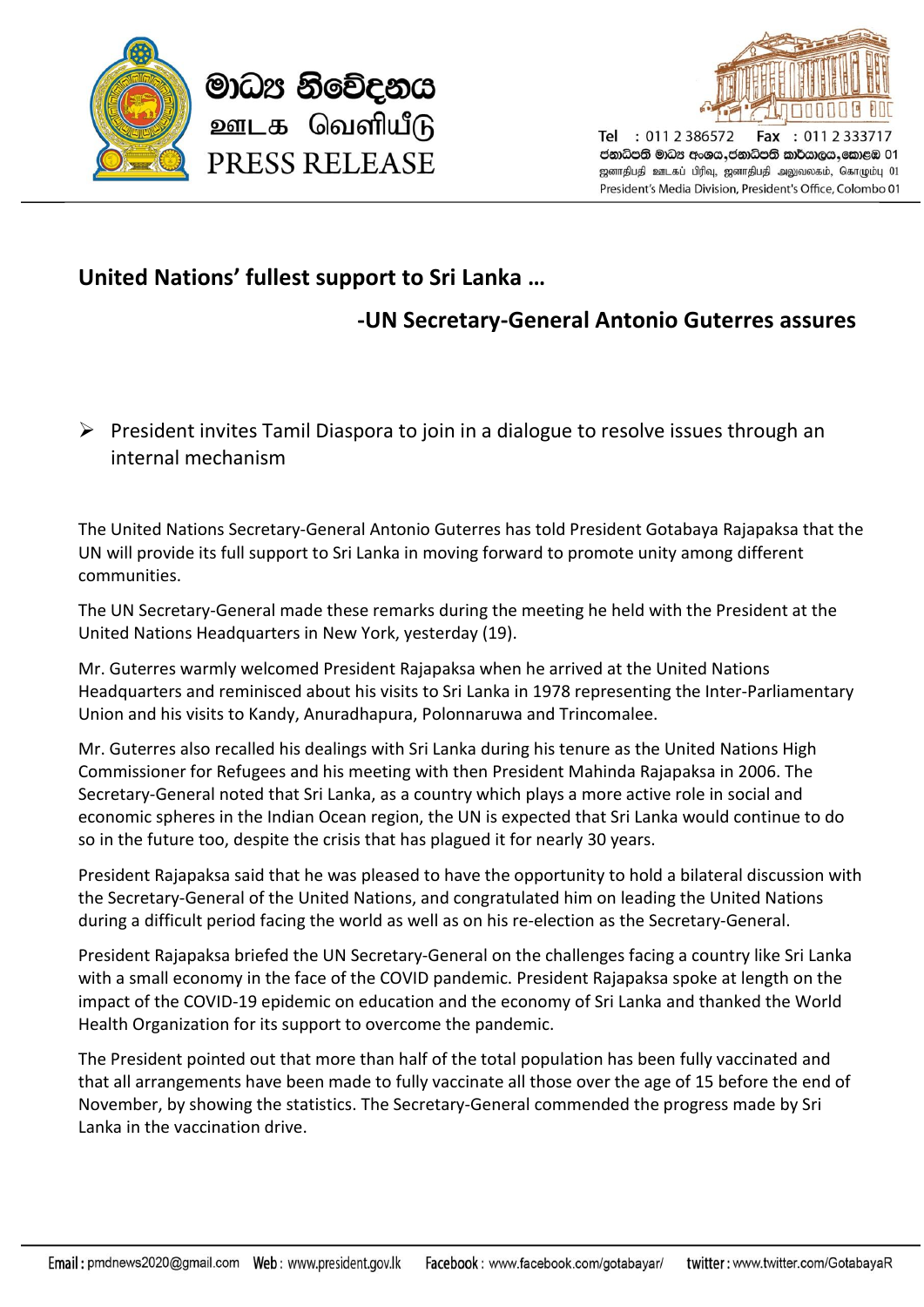මාධ්‍ය නිවේදනය
ஊடக வெளியீடு
PRESS RELEASE

Tel : 011 2 386572 Fax : 011 2 333717
ජනාධිපති මාධ්‍ය අංශය, ජනාධිපති කාර්යාලය, කොළඹ 01
ஜனாதிபதி ஊடகப் பிரிவு, ஜனாதிபதி அலுவலகம், கொழும்பு 01
President's Media Division, President's Office, Colombo 01

## United Nations' fullest support to Sri Lanka …

### -UN Secretary-General Antonio Guterres assures

- President invites Tamil Diaspora to join in a dialogue to resolve issues through an internal mechanism

The United Nations Secretary-General Antonio Guterres has told President Gotabaya Rajapaksa that the UN will provide its full support to Sri Lanka in moving forward to promote unity among different communities.

The UN Secretary-General made these remarks during the meeting he held with the President at the United Nations Headquarters in New York, yesterday (19).

Mr. Guterres warmly welcomed President Rajapaksa when he arrived at the United Nations Headquarters and reminisced about his visits to Sri Lanka in 1978 representing the Inter-Parliamentary Union and his visits to Kandy, Anuradhapura, Polonnaruwa and Trincomalee.

Mr. Guterres also recalled his dealings with Sri Lanka during his tenure as the United Nations High Commissioner for Refugees and his meeting with then President Mahinda Rajapaksa in 2006. The Secretary-General noted that Sri Lanka, as a country which plays a more active role in social and economic spheres in the Indian Ocean region, the UN is expected that Sri Lanka would continue to do so in the future too, despite the crisis that has plagued it for nearly 30 years.

President Rajapaksa said that he was pleased to have the opportunity to hold a bilateral discussion with the Secretary-General of the United Nations, and congratulated him on leading the United Nations during a difficult period facing the world as well as on his re-election as the Secretary-General.

President Rajapaksa briefed the UN Secretary-General on the challenges facing a country like Sri Lanka with a small economy in the face of the COVID pandemic. President Rajapaksa spoke at length on the impact of the COVID-19 epidemic on education and the economy of Sri Lanka and thanked the World Health Organization for its support to overcome the pandemic.

The President pointed out that more than half of the total population has been fully vaccinated and that all arrangements have been made to fully vaccinate all those over the age of 15 before the end of November, by showing the statistics. The Secretary-General commended the progress made by Sri Lanka in the vaccination drive.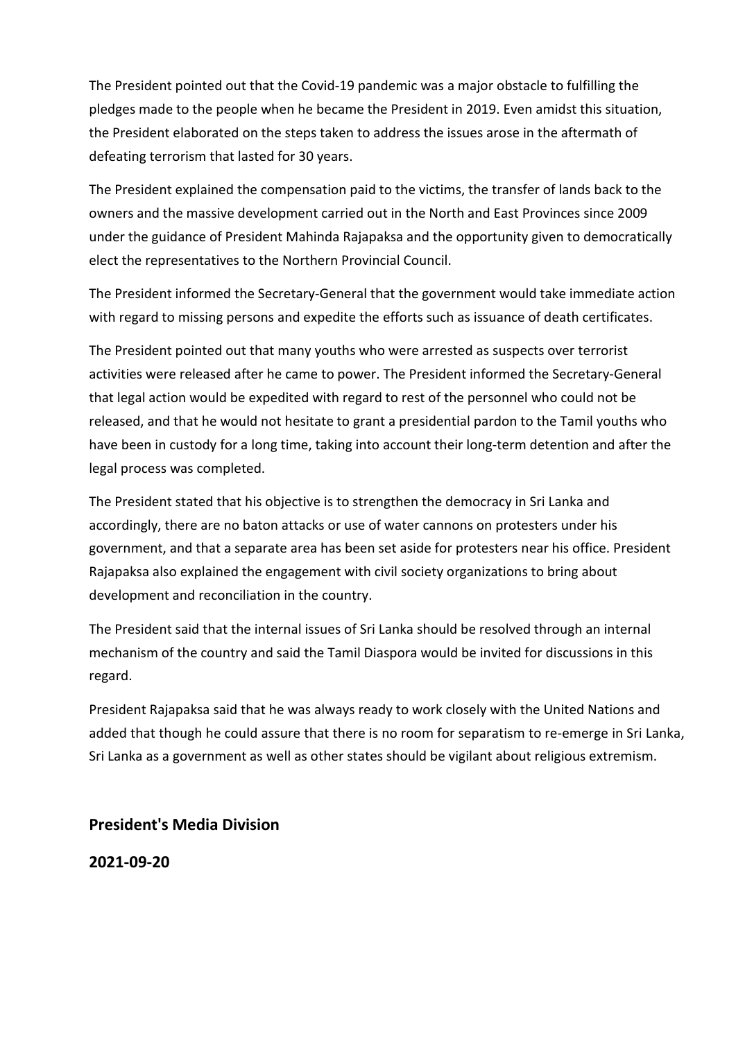The President pointed out that the Covid-19 pandemic was a major obstacle to fulfilling the pledges made to the people when he became the President in 2019. Even amidst this situation, the President elaborated on the steps taken to address the issues arose in the aftermath of defeating terrorism that lasted for 30 years.

The President explained the compensation paid to the victims, the transfer of lands back to the owners and the massive development carried out in the North and East Provinces since 2009 under the guidance of President Mahinda Rajapaksa and the opportunity given to democratically elect the representatives to the Northern Provincial Council.

The President informed the Secretary-General that the government would take immediate action with regard to missing persons and expedite the efforts such as issuance of death certificates.

The President pointed out that many youths who were arrested as suspects over terrorist activities were released after he came to power. The President informed the Secretary-General that legal action would be expedited with regard to rest of the personnel who could not be released, and that he would not hesitate to grant a presidential pardon to the Tamil youths who have been in custody for a long time, taking into account their long-term detention and after the legal process was completed.

The President stated that his objective is to strengthen the democracy in Sri Lanka and accordingly, there are no baton attacks or use of water cannons on protesters under his government, and that a separate area has been set aside for protesters near his office. President Rajapaksa also explained the engagement with civil society organizations to bring about development and reconciliation in the country.

The President said that the internal issues of Sri Lanka should be resolved through an internal mechanism of the country and said the Tamil Diaspora would be invited for discussions in this regard.

President Rajapaksa said that he was always ready to work closely with the United Nations and added that though he could assure that there is no room for separatism to re-emerge in Sri Lanka, Sri Lanka as a government as well as other states should be vigilant about religious extremism.

**President's Media Division**

**2021-09-20**